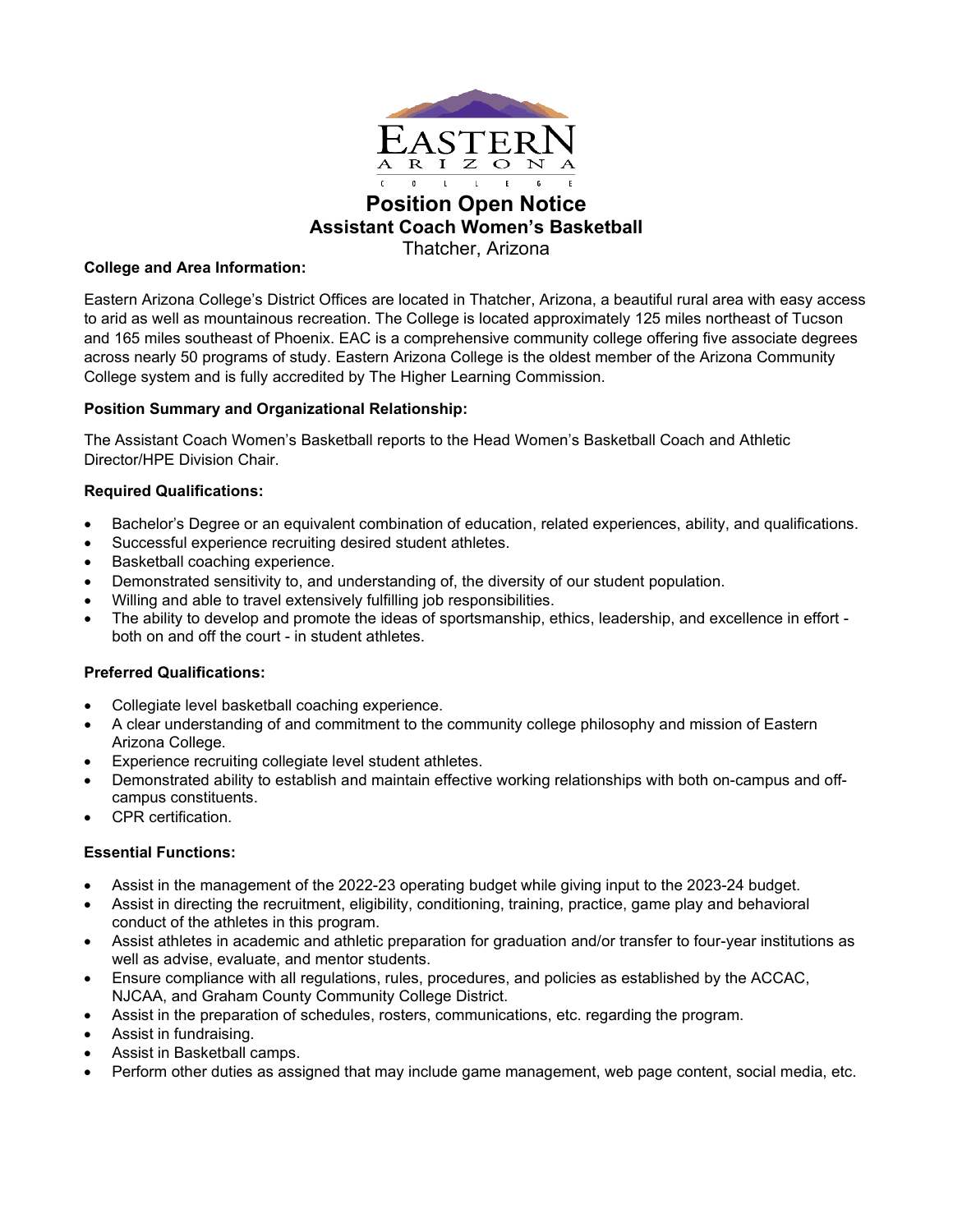# Position Open Notice

## Assistant Coach Women's Basketball

Thatcher, Arizona

**College and Area Information:**

Eastern Arizona College's District Offices are located in Thatcher, Arizona, a beautiful rural area with easy access to arid as well as mountainous recreation. The College is located approximately 125 miles northeast of Tucson and 165 miles southeast of Phoenix. EAC is a comprehensive community college offering five associate degrees across nearly 50 programs of study. Eastern Arizona College is the oldest member of the Arizona Community College system and is fully accredited by The Higher Learning Commission.

**Position Summary and Organizational Relationship:**

The Assistant Coach Women's Basketball reports to the Head Women's Basketball Coach and Athletic Director/HPE Division Chair.

**Required Qualifications:**

- Bachelor's Degree or an equivalent combination of education, related experiences, ability, and qualifications.
- Successful experience recruiting desired student athletes.
- Basketball coaching experience.
- Demonstrated sensitivity to, and understanding of, the diversity of our student population.
- Willing and able to travel extensively fulfilling job responsibilities.
- The ability to develop and promote the ideas of sportsmanship, ethics, leadership, and excellence in effort - both on and off the court - in student athletes.

**Preferred Qualifications:**

- Collegiate level basketball coaching experience.
- A clear understanding of and commitment to the community college philosophy and mission of Eastern Arizona College.
- Experience recruiting collegiate level student athletes.
- Demonstrated ability to establish and maintain effective working relationships with both on-campus and off-campus constituents.
- CPR certification.

**Essential Functions:**

- Assist in the management of the 2022-23 operating budget while giving input to the 2023-24 budget.
- Assist in directing the recruitment, eligibility, conditioning, training, practice, game play and behavioral conduct of the athletes in this program.
- Assist athletes in academic and athletic preparation for graduation and/or transfer to four-year institutions as well as advise, evaluate, and mentor students.
- Ensure compliance with all regulations, rules, procedures, and policies as established by the ACCAC, NJCAA, and Graham County Community College District.
- Assist in the preparation of schedules, rosters, communications, etc. regarding the program.
- Assist in fundraising.
- Assist in Basketball camps.
- Perform other duties as assigned that may include game management, web page content, social media, etc.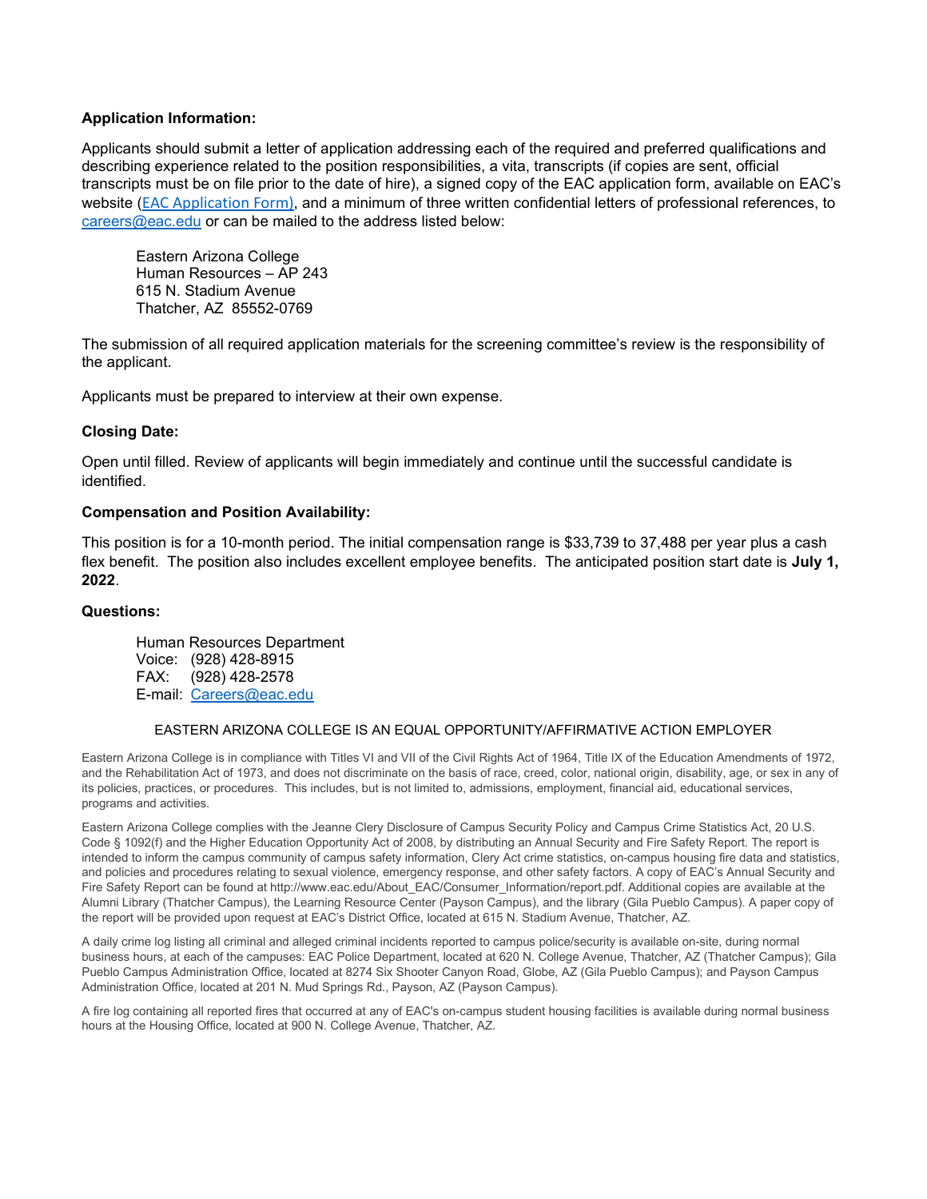**Application Information:**

Applicants should submit a letter of application addressing each of the required and preferred qualifications and describing experience related to the position responsibilities, a vita, transcripts (if copies are sent, official transcripts must be on file prior to the date of hire), a signed copy of the EAC application form, available on EAC's website (EAC Application Form), and a minimum of three written confidential letters of professional references, to careers@eac.edu or can be mailed to the address listed below:

Eastern Arizona College
Human Resources – AP 243
615 N. Stadium Avenue
Thatcher, AZ 85552-0769

The submission of all required application materials for the screening committee's review is the responsibility of the applicant.

Applicants must be prepared to interview at their own expense.

**Closing Date:**

Open until filled. Review of applicants will begin immediately and continue until the successful candidate is identified.

**Compensation and Position Availability:**

This position is for a 10-month period. The initial compensation range is $33,739 to 37,488 per year plus a cash flex benefit. The position also includes excellent employee benefits. The anticipated position start date is **July 1, 2022**.

**Questions:**

Human Resources Department
Voice: (928) 428-8915
FAX: (928) 428-2578
E-mail: Careers@eac.edu

EASTERN ARIZONA COLLEGE IS AN EQUAL OPPORTUNITY/AFFIRMATIVE ACTION EMPLOYER

Eastern Arizona College is in compliance with Titles VI and VII of the Civil Rights Act of 1964, Title IX of the Education Amendments of 1972, and the Rehabilitation Act of 1973, and does not discriminate on the basis of race, creed, color, national origin, disability, age, or sex in any of its policies, practices, or procedures. This includes, but is not limited to, admissions, employment, financial aid, educational services, programs and activities.

Eastern Arizona College complies with the Jeanne Clery Disclosure of Campus Security Policy and Campus Crime Statistics Act, 20 U.S. Code § 1092(f) and the Higher Education Opportunity Act of 2008, by distributing an Annual Security and Fire Safety Report. The report is intended to inform the campus community of campus safety information, Clery Act crime statistics, on-campus housing fire data and statistics, and policies and procedures relating to sexual violence, emergency response, and other safety factors. A copy of EAC's Annual Security and Fire Safety Report can be found at http://www.eac.edu/About_EAC/Consumer_Information/report.pdf. Additional copies are available at the Alumni Library (Thatcher Campus), the Learning Resource Center (Payson Campus), and the library (Gila Pueblo Campus). A paper copy of the report will be provided upon request at EAC's District Office, located at 615 N. Stadium Avenue, Thatcher, AZ.

A daily crime log listing all criminal and alleged criminal incidents reported to campus police/security is available on-site, during normal business hours, at each of the campuses: EAC Police Department, located at 620 N. College Avenue, Thatcher, AZ (Thatcher Campus); Gila Pueblo Campus Administration Office, located at 8274 Six Shooter Canyon Road, Globe, AZ (Gila Pueblo Campus); and Payson Campus Administration Office, located at 201 N. Mud Springs Rd., Payson, AZ (Payson Campus).

A fire log containing all reported fires that occurred at any of EAC's on-campus student housing facilities is available during normal business hours at the Housing Office, located at 900 N. College Avenue, Thatcher, AZ.